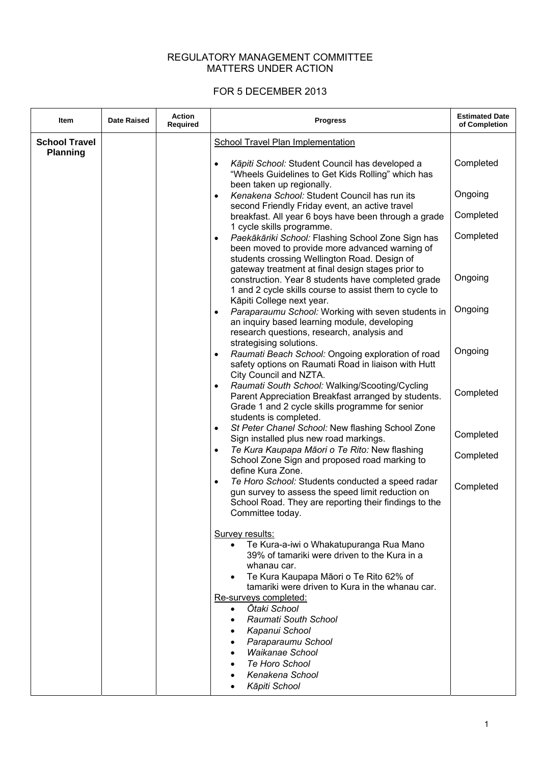REGULATORY MANAGEMENT COMMITTEE
MATTERS UNDER ACTION

FOR 5 DECEMBER 2013

| Item | Date Raised | Action Required | Progress | Estimated Date of Completion |
|---|---|---|---|---|
| **School Travel Planning** | | | School Travel Plan Implementation | |
| | | | • *Kāpiti School:* Student Council has developed a "Wheels Guidelines to Get Kids Rolling" which has been taken up regionally. | Completed |
| | | | • *Kenakena School:* Student Council has run its second Friendly Friday event, an active travel breakfast. All year 6 boys have been through a grade 1 cycle skills programme. | Ongoing<br>Completed |
| | | | • *Paekākāriki School:* Flashing School Zone Sign has been moved to provide more advanced warning of students crossing Wellington Road. Design of gateway treatment at final design stages prior to construction. Year 8 students have completed grade 1 and 2 cycle skills course to assist them to cycle to Kāpiti College next year. | Completed<br>Ongoing |
| | | | • *Paraparaumu School:* Working with seven students in an inquiry based learning module, developing research questions, research, analysis and strategising solutions. | Ongoing |
| | | | • *Raumati Beach School:* Ongoing exploration of road safety options on Raumati Road in liaison with Hutt City Council and NZTA. | Ongoing |
| | | | • *Raumati South School:* Walking/Scooting/Cycling Parent Appreciation Breakfast arranged by students. Grade 1 and 2 cycle skills programme for senior students is completed. | Completed |
| | | | • *St Peter Chanel School:* New flashing School Zone Sign installed plus new road markings. | Completed |
| | | | • *Te Kura Kaupapa Māori o Te Rito:* New flashing School Zone Sign and proposed road marking to define Kura Zone. | Completed |
| | | | • *Te Horo School:* Students conducted a speed radar gun survey to assess the speed limit reduction on School Road. They are reporting their findings to the Committee today. | Completed |
| | | | Survey results:<br>• Te Kura-a-iwi o Whakatupuranga Rua Mano 39% of tamariki were driven to the Kura in a whanau car.<br>• Te Kura Kaupapa Māori o Te Rito 62% of tamariki were driven to Kura in the whanau car. | |
| | | | Re-surveys completed:<br>• *Ōtaki School*<br>• *Raumati South School*<br>• *Kapanui School*<br>• *Paraparaumu School*<br>• *Waikanae School*<br>• *Te Horo School*<br>• *Kenakena School*<br>• *Kāpiti School* | |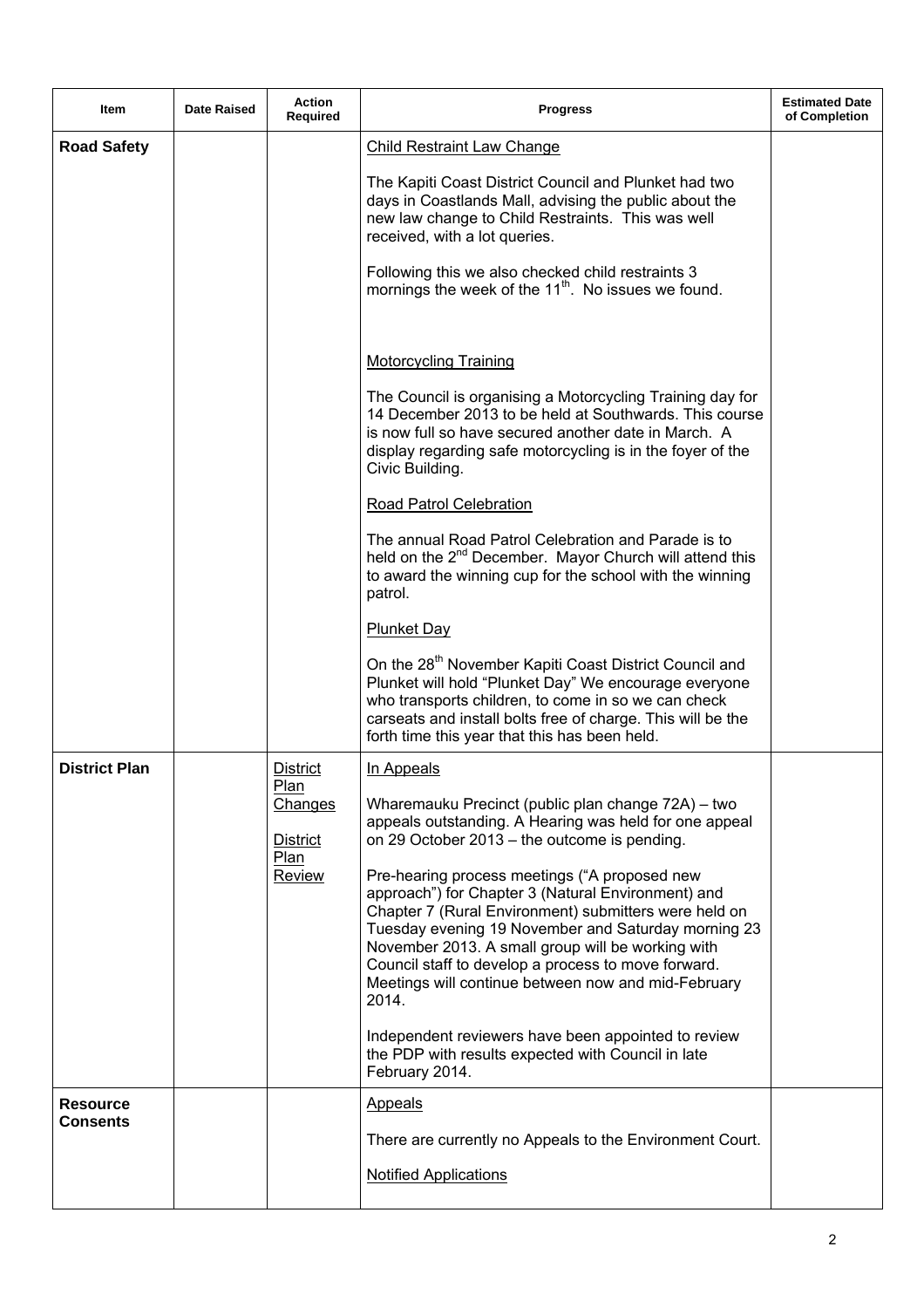| Item | Date Raised | Action Required | Progress | Estimated Date of Completion |
|---|---|---|---|---|
| **Road Safety** | | | Child Restraint Law Change<br><br>The Kapiti Coast District Council and Plunket had two days in Coastlands Mall, advising the public about the new law change to Child Restraints. This was well received, with a lot queries.<br><br>Following this we also checked child restraints 3 mornings the week of the 11th. No issues we found.<br><br>Motorcycling Training<br><br>The Council is organising a Motorcycling Training day for 14 December 2013 to be held at Southwards. This course is now full so have secured another date in March. A display regarding safe motorcycling is in the foyer of the Civic Building.<br><br>Road Patrol Celebration<br><br>The annual Road Patrol Celebration and Parade is to held on the 2nd December. Mayor Church will attend this to award the winning cup for the school with the winning patrol.<br><br>Plunket Day<br><br>On the 28th November Kapiti Coast District Council and Plunket will hold "Plunket Day" We encourage everyone who transports children, to come in so we can check carseats and install bolts free of charge. This will be the forth time this year that this has been held. | |
| **District Plan** | | District Plan Changes<br><br>District Plan Review | In Appeals<br><br>Wharemauku Precinct (public plan change 72A) – two appeals outstanding. A Hearing was held for one appeal on 29 October 2013 – the outcome is pending.<br><br>Pre-hearing process meetings ("A proposed new approach") for Chapter 3 (Natural Environment) and Chapter 7 (Rural Environment) submitters were held on Tuesday evening 19 November and Saturday morning 23 November 2013. A small group will be working with Council staff to develop a process to move forward. Meetings will continue between now and mid-February 2014.<br><br>Independent reviewers have been appointed to review the PDP with results expected with Council in late February 2014. | |
| **Resource Consents** | | | Appeals<br><br>There are currently no Appeals to the Environment Court.<br><br>Notified Applications | |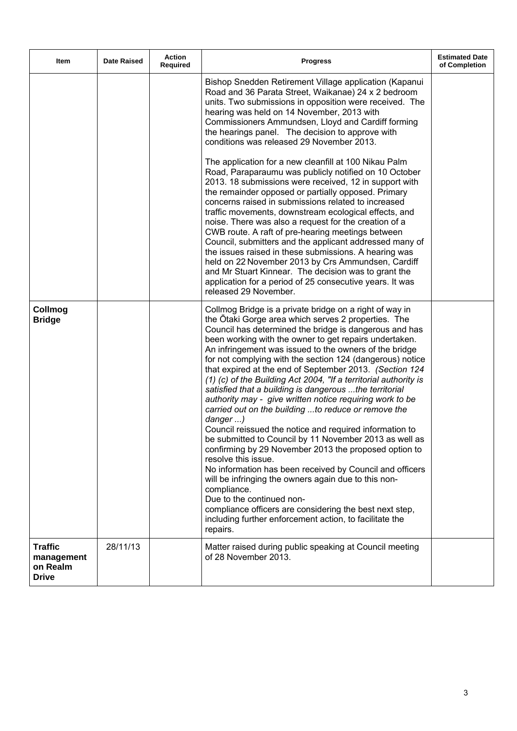| Item | Date Raised | Action Required | Progress | Estimated Date of Completion |
|---|---|---|---|---|
| | | | Bishop Snedden Retirement Village application (Kapanui Road and 36 Parata Street, Waikanae) 24 x 2 bedroom units. Two submissions in opposition were received. The hearing was held on 14 November, 2013 with Commissioners Ammundsen, Lloyd and Cardiff forming the hearings panel. The decision to approve with conditions was released 29 November 2013.<br><br>The application for a new cleanfill at 100 Nikau Palm Road, Paraparaumu was publicly notified on 10 October 2013. 18 submissions were received, 12 in support with the remainder opposed or partially opposed. Primary concerns raised in submissions related to increased traffic movements, downstream ecological effects, and noise. There was also a request for the creation of a CWB route. A raft of pre-hearing meetings between Council, submitters and the applicant addressed many of the issues raised in these submissions. A hearing was held on 22 November 2013 by Crs Ammundsen, Cardiff and Mr Stuart Kinnear. The decision was to grant the application for a period of 25 consecutive years. It was released 29 November. | |
| **Collmog Bridge** | | | Collmog Bridge is a private bridge on a right of way in the Ōtaki Gorge area which serves 2 properties. The Council has determined the bridge is dangerous and has been working with the owner to get repairs undertaken. An infringement was issued to the owners of the bridge for not complying with the section 124 (dangerous) notice that expired at the end of September 2013. *(Section 124 (1) (c) of the Building Act 2004, "If a territorial authority is satisfied that a building is dangerous ...the territorial authority may - give written notice requiring work to be carried out on the building ...to reduce or remove the danger ...)*<br>Council reissued the notice and required information to be submitted to Council by 11 November 2013 as well as confirming by 29 November 2013 the proposed option to resolve this issue.<br>No information has been received by Council and officers will be infringing the owners again due to this non-compliance.<br>Due to the continued non-compliance officers are considering the best next step, including further enforcement action, to facilitate the repairs. | |
| **Traffic management on Realm Drive** | 28/11/13 | | Matter raised during public speaking at Council meeting of 28 November 2013. | |